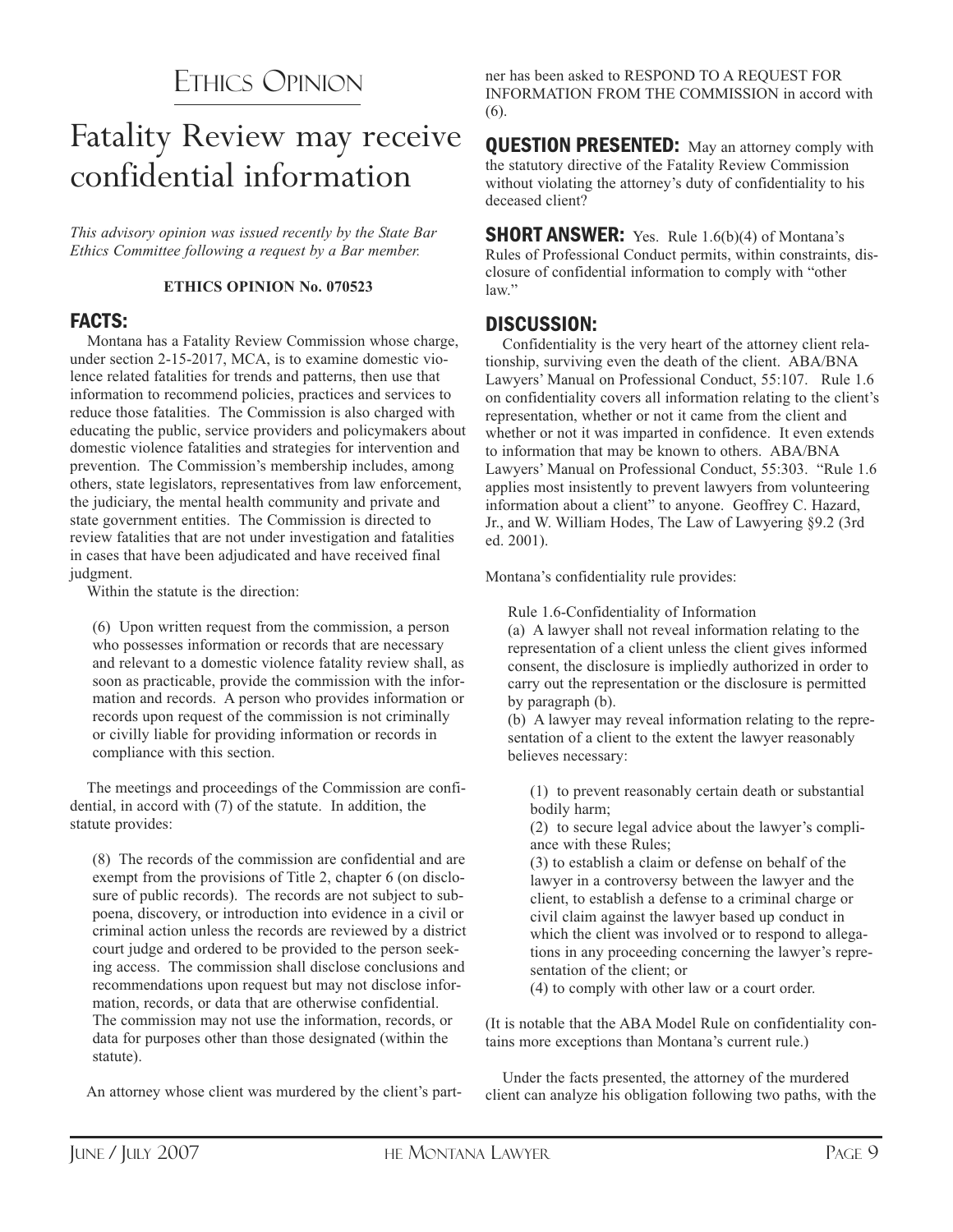# Ethics Opinion

# Fatality Review may receive confidential information

*This advisory opinion was issued recently by the State Bar Ethics Committee following a request by a Bar member.*

**ETHICS OPINION No. 070523**

## FACTS:

Montana has a Fatality Review Commission whose charge, under section 2-15-2017, MCA, is to examine domestic violence related fatalities for trends and patterns, then use that information to recommend policies, practices and services to reduce those fatalities. The Commission is also charged with educating the public, service providers and policymakers about domestic violence fatalities and strategies for intervention and prevention. The Commission's membership includes, among others, state legislators, representatives from law enforcement, the judiciary, the mental health community and private and state government entities. The Commission is directed to review fatalities that are not under investigation and fatalities in cases that have been adjudicated and have received final judgment.

Within the statute is the direction:

> (6) Upon written request from the commission, a person who possesses information or records that are necessary and relevant to a domestic violence fatality review shall, as soon as practicable, provide the commission with the information and records. A person who provides information or records upon request of the commission is not criminally or civilly liable for providing information or records in compliance with this section.

The meetings and proceedings of the Commission are confidential, in accord with (7) of the statute. In addition, the statute provides:

> (8) The records of the commission are confidential and are exempt from the provisions of Title 2, chapter 6 (on disclosure of public records). The records are not subject to subpoena, discovery, or introduction into evidence in a civil or criminal action unless the records are reviewed by a district court judge and ordered to be provided to the person seeking access. The commission shall disclose conclusions and recommendations upon request but may not disclose information, records, or data that are otherwise confidential. The commission may not use the information, records, or data for purposes other than those designated (within the statute).

An attorney whose client was murdered by the client's partner has been asked to RESPOND TO A REQUEST FOR INFORMATION FROM THE COMMISSION in accord with (6).

**QUESTION PRESENTED:** May an attorney comply with the statutory directive of the Fatality Review Commission without violating the attorney's duty of confidentiality to his deceased client?

**SHORT ANSWER:** Yes. Rule 1.6(b)(4) of Montana's Rules of Professional Conduct permits, within constraints, disclosure of confidential information to comply with "other law."

## DISCUSSION:

Confidentiality is the very heart of the attorney client relationship, surviving even the death of the client. ABA/BNA Lawyers' Manual on Professional Conduct, 55:107. Rule 1.6 on confidentiality covers all information relating to the client's representation, whether or not it came from the client and whether or not it was imparted in confidence. It even extends to information that may be known to others. ABA/BNA Lawyers' Manual on Professional Conduct, 55:303. "Rule 1.6 applies most insistently to prevent lawyers from volunteering information about a client" to anyone. Geoffrey C. Hazard, Jr., and W. William Hodes, The Law of Lawyering §9.2 (3rd ed. 2001).

Montana's confidentiality rule provides:

> Rule 1.6-Confidentiality of Information
>
> (a) A lawyer shall not reveal information relating to the representation of a client unless the client gives informed consent, the disclosure is impliedly authorized in order to carry out the representation or the disclosure is permitted by paragraph (b).
>
> (b) A lawyer may reveal information relating to the representation of a client to the extent the lawyer reasonably believes necessary:
>
> (1) to prevent reasonably certain death or substantial bodily harm;
>
> (2) to secure legal advice about the lawyer's compliance with these Rules;
>
> (3) to establish a claim or defense on behalf of the lawyer in a controversy between the lawyer and the client, to establish a defense to a criminal charge or civil claim against the lawyer based up conduct in which the client was involved or to respond to allegations in any proceeding concerning the lawyer's representation of the client; or
>
> (4) to comply with other law or a court order.

(It is notable that the ABA Model Rule on confidentiality contains more exceptions than Montana's current rule.)

Under the facts presented, the attorney of the murdered client can analyze his obligation following two paths, with the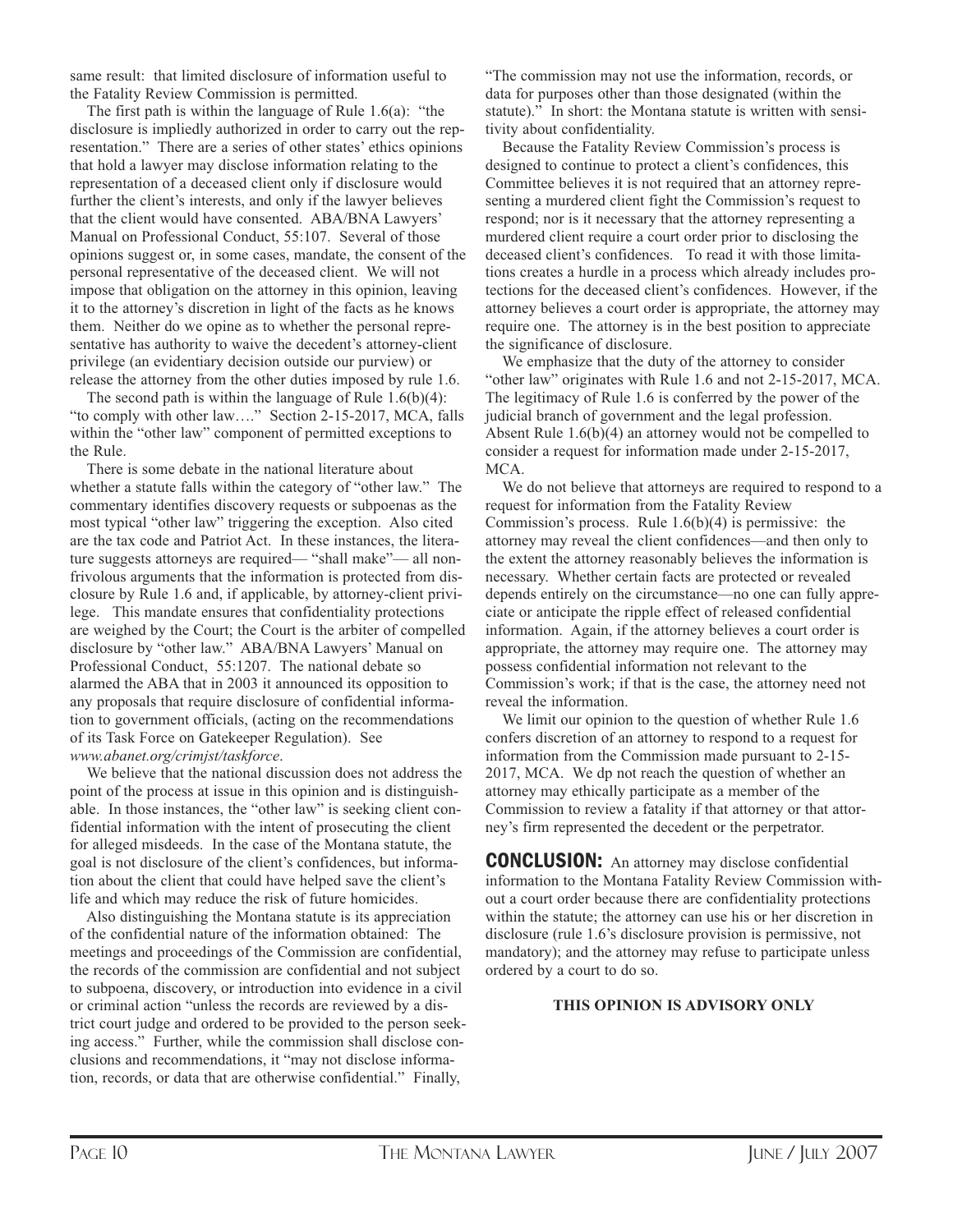same result: that limited disclosure of information useful to the Fatality Review Commission is permitted.

The first path is within the language of Rule 1.6(a): "the disclosure is impliedly authorized in order to carry out the representation." There are a series of other states' ethics opinions that hold a lawyer may disclose information relating to the representation of a deceased client only if disclosure would further the client's interests, and only if the lawyer believes that the client would have consented. ABA/BNA Lawyers' Manual on Professional Conduct, 55:107. Several of those opinions suggest or, in some cases, mandate, the consent of the personal representative of the deceased client. We will not impose that obligation on the attorney in this opinion, leaving it to the attorney's discretion in light of the facts as he knows them. Neither do we opine as to whether the personal representative has authority to waive the decedent's attorney-client privilege (an evidentiary decision outside our purview) or release the attorney from the other duties imposed by rule 1.6.

The second path is within the language of Rule 1.6(b)(4): "to comply with other law…." Section 2-15-2017, MCA, falls within the "other law" component of permitted exceptions to the Rule.

There is some debate in the national literature about whether a statute falls within the category of "other law." The commentary identifies discovery requests or subpoenas as the most typical "other law" triggering the exception. Also cited are the tax code and Patriot Act. In these instances, the literature suggests attorneys are required— "shall make"— all nonfrivolous arguments that the information is protected from disclosure by Rule 1.6 and, if applicable, by attorney-client privilege. This mandate ensures that confidentiality protections are weighed by the Court; the Court is the arbiter of compelled disclosure by "other law." ABA/BNA Lawyers' Manual on Professional Conduct, 55:1207. The national debate so alarmed the ABA that in 2003 it announced its opposition to any proposals that require disclosure of confidential information to government officials, (acting on the recommendations of its Task Force on Gatekeeper Regulation). See *www.abanet.org/crimjst/taskforce*.

We believe that the national discussion does not address the point of the process at issue in this opinion and is distinguishable. In those instances, the "other law" is seeking client confidential information with the intent of prosecuting the client for alleged misdeeds. In the case of the Montana statute, the goal is not disclosure of the client's confidences, but information about the client that could have helped save the client's life and which may reduce the risk of future homicides.

Also distinguishing the Montana statute is its appreciation of the confidential nature of the information obtained: The meetings and proceedings of the Commission are confidential, the records of the commission are confidential and not subject to subpoena, discovery, or introduction into evidence in a civil or criminal action "unless the records are reviewed by a district court judge and ordered to be provided to the person seeking access." Further, while the commission shall disclose conclusions and recommendations, it "may not disclose information, records, or data that are otherwise confidential." Finally, "The commission may not use the information, records, or data for purposes other than those designated (within the statute)." In short: the Montana statute is written with sensitivity about confidentiality.

Because the Fatality Review Commission's process is designed to continue to protect a client's confidences, this Committee believes it is not required that an attorney representing a murdered client fight the Commission's request to respond; nor is it necessary that the attorney representing a murdered client require a court order prior to disclosing the deceased client's confidences. To read it with those limitations creates a hurdle in a process which already includes protections for the deceased client's confidences. However, if the attorney believes a court order is appropriate, the attorney may require one. The attorney is in the best position to appreciate the significance of disclosure.

We emphasize that the duty of the attorney to consider "other law" originates with Rule 1.6 and not 2-15-2017, MCA. The legitimacy of Rule 1.6 is conferred by the power of the judicial branch of government and the legal profession. Absent Rule 1.6(b)(4) an attorney would not be compelled to consider a request for information made under 2-15-2017, MCA.

We do not believe that attorneys are required to respond to a request for information from the Fatality Review Commission's process. Rule 1.6(b)(4) is permissive: the attorney may reveal the client confidences—and then only to the extent the attorney reasonably believes the information is necessary. Whether certain facts are protected or revealed depends entirely on the circumstance—no one can fully appreciate or anticipate the ripple effect of released confidential information. Again, if the attorney believes a court order is appropriate, the attorney may require one. The attorney may possess confidential information not relevant to the Commission's work; if that is the case, the attorney need not reveal the information.

We limit our opinion to the question of whether Rule 1.6 confers discretion of an attorney to respond to a request for information from the Commission made pursuant to 2-15-2017, MCA. We dp not reach the question of whether an attorney may ethically participate as a member of the Commission to review a fatality if that attorney or that attorney's firm represented the decedent or the perpetrator.

**CONCLUSION:** An attorney may disclose confidential information to the Montana Fatality Review Commission without a court order because there are confidentiality protections within the statute; the attorney can use his or her discretion in disclosure (rule 1.6's disclosure provision is permissive, not mandatory); and the attorney may refuse to participate unless ordered by a court to do so.

**THIS OPINION IS ADVISORY ONLY**